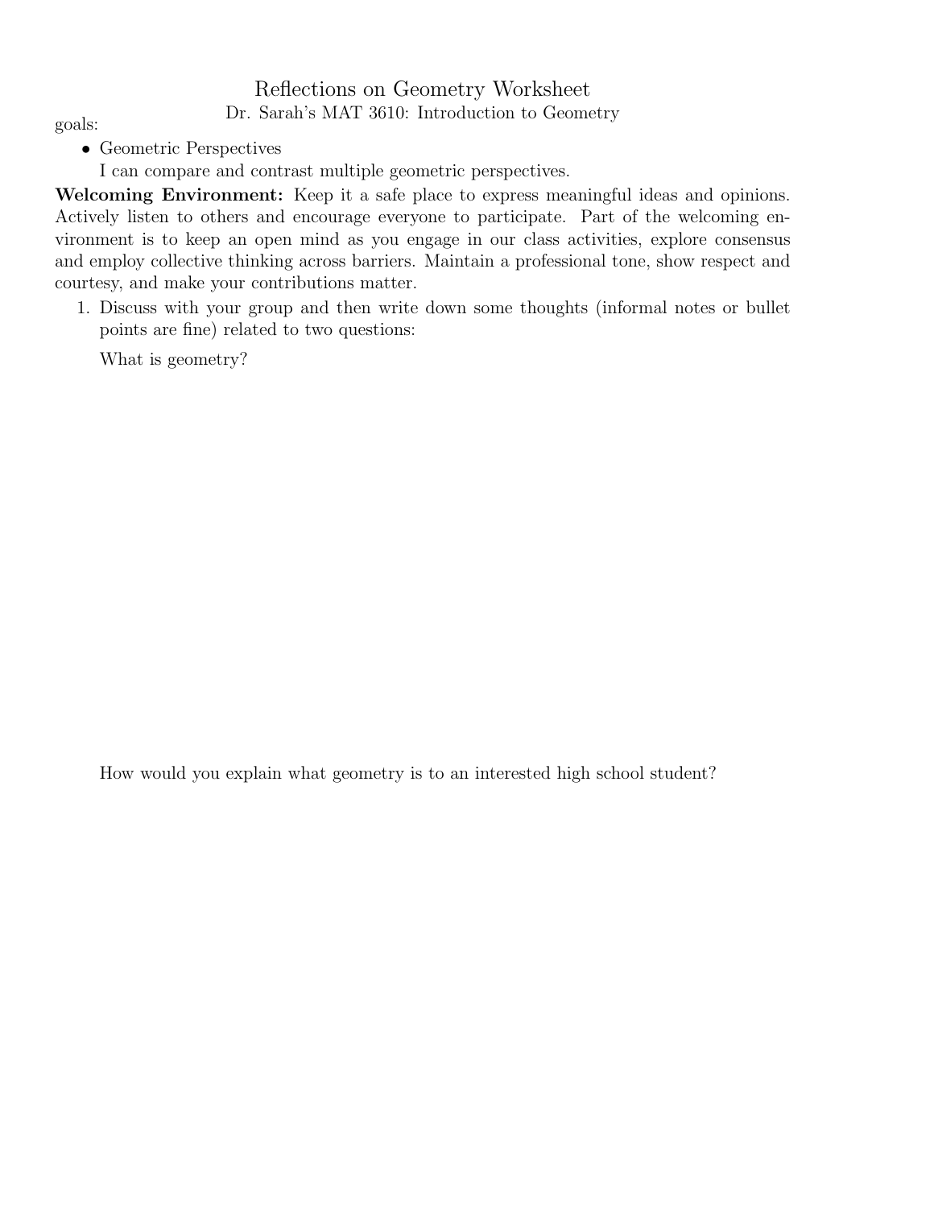# Reflections on Geometry Worksheet

## Dr. Sarah's MAT 3610: Introduction to Geometry

goals:

- Geometric Perspectives
  I can compare and contrast multiple geometric perspectives.

**Welcoming Environment:** Keep it a safe place to express meaningful ideas and opinions. Actively listen to others and encourage everyone to participate. Part of the welcoming environment is to keep an open mind as you engage in our class activities, explore consensus and employ collective thinking across barriers. Maintain a professional tone, show respect and courtesy, and make your contributions matter.

1. Discuss with your group and then write down some thoughts (informal notes or bullet points are fine) related to two questions:

   What is geometry?

   How would you explain what geometry is to an interested high school student?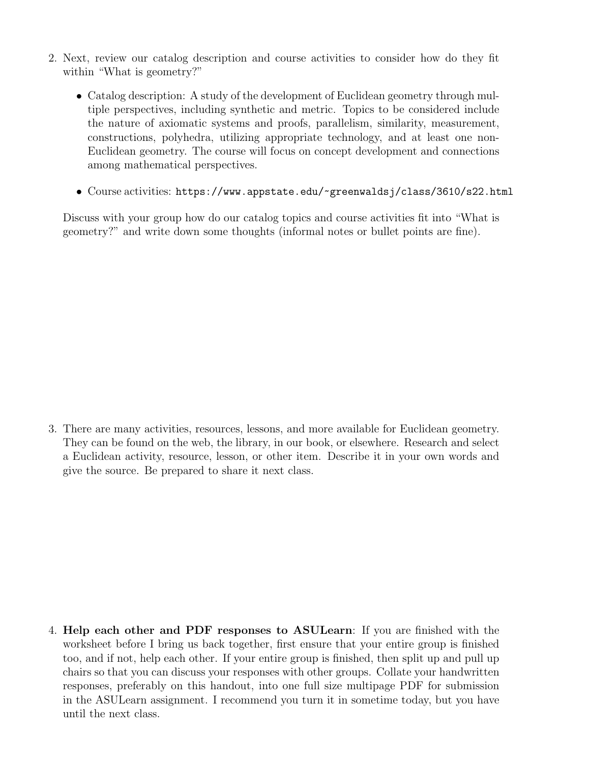2. Next, review our catalog description and course activities to consider how do they fit within "What is geometry?"

   - Catalog description: A study of the development of Euclidean geometry through multiple perspectives, including synthetic and metric. Topics to be considered include the nature of axiomatic systems and proofs, parallelism, similarity, measurement, constructions, polyhedra, utilizing appropriate technology, and at least one non-Euclidean geometry. The course will focus on concept development and connections among mathematical perspectives.

   - Course activities: `https://www.appstate.edu/~greenwaldsj/class/3610/s22.html`

   Discuss with your group how do our catalog topics and course activities fit into "What is geometry?" and write down some thoughts (informal notes or bullet points are fine).

3. There are many activities, resources, lessons, and more available for Euclidean geometry. They can be found on the web, the library, in our book, or elsewhere. Research and select a Euclidean activity, resource, lesson, or other item. Describe it in your own words and give the source. Be prepared to share it next class.

4. **Help each other and PDF responses to ASULearn**: If you are finished with the worksheet before I bring us back together, first ensure that your entire group is finished too, and if not, help each other. If your entire group is finished, then split up and pull up chairs so that you can discuss your responses with other groups. Collate your handwritten responses, preferably on this handout, into one full size multipage PDF for submission in the ASULearn assignment. I recommend you turn it in sometime today, but you have until the next class.